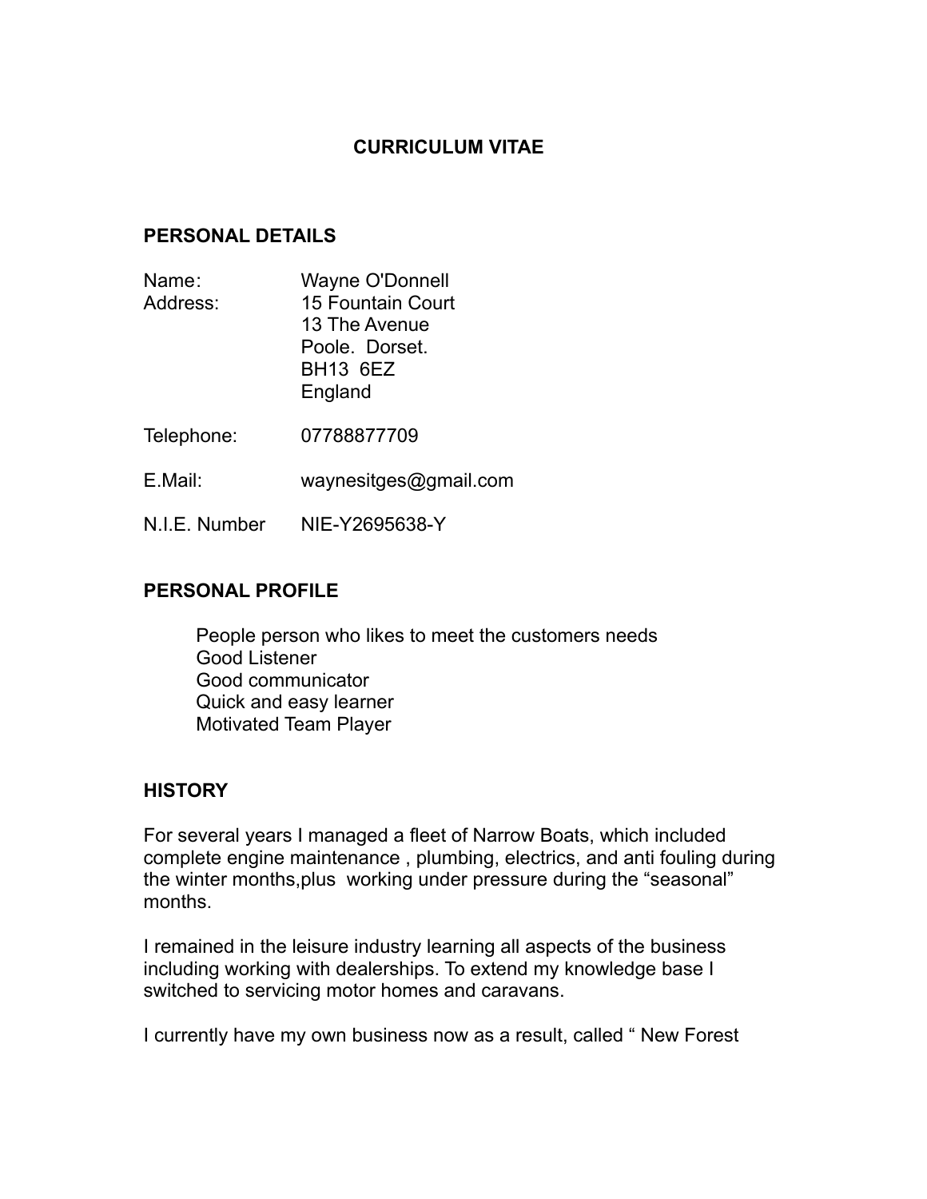# CURRICULUM VITAE

## PERSONAL DETAILS

| | |
|---|---|
| Name: | Wayne O'Donnell |
| Address: | 15 Fountain Court<br>13 The Avenue<br>Poole. Dorset.<br>BH13 6EZ<br>England |
| Telephone: | 07788877709 |
| E.Mail: | waynesitges@gmail.com |
| N.I.E. Number | NIE-Y2695638-Y |

## PERSONAL PROFILE

People person who likes to meet the customers needs
Good Listener
Good communicator
Quick and easy learner
Motivated Team Player

## HISTORY

For several years I managed a fleet of Narrow Boats, which included complete engine maintenance , plumbing, electrics, and anti fouling during the winter months,plus working under pressure during the "seasonal" months.

I remained in the leisure industry learning all aspects of the business including working with dealerships. To extend my knowledge base I switched to servicing motor homes and caravans.

I currently have my own business now as a result, called " New Forest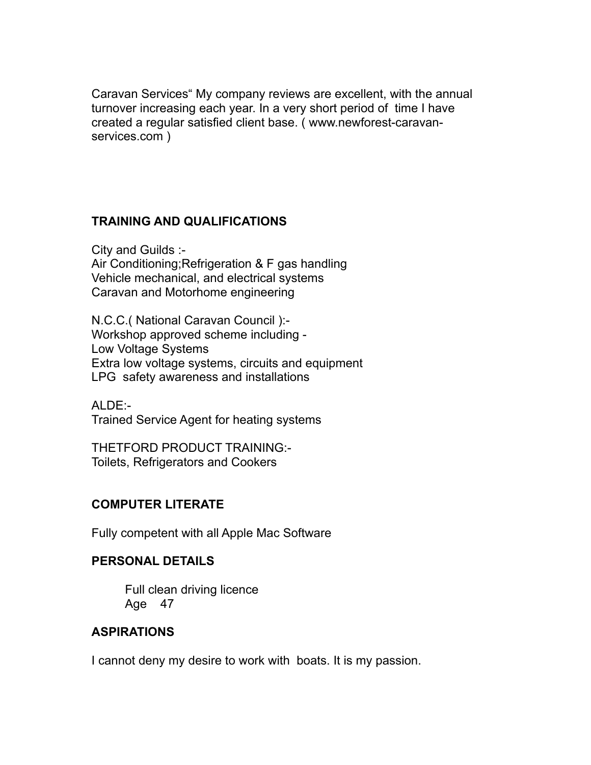Caravan Services“ My company reviews are excellent, with the annual turnover increasing each year. In a very short period of time I have created a regular satisfied client base. ( www.newforest-caravan-services.com )

**TRAINING AND QUALIFICATIONS**

City and Guilds :-
Air Conditioning;Refrigeration & F gas handling
Vehicle mechanical, and electrical systems
Caravan and Motorhome engineering

N.C.C.( National Caravan Council ):-
Workshop approved scheme including -
Low Voltage Systems
Extra low voltage systems, circuits and equipment
LPG safety awareness and installations

ALDE:-
Trained Service Agent for heating systems

THETFORD PRODUCT TRAINING:-
Toilets, Refrigerators and Cookers

**COMPUTER LITERATE**

Fully competent with all Apple Mac Software

**PERSONAL DETAILS**

Full clean driving licence
Age 47

**ASPIRATIONS**

I cannot deny my desire to work with boats. It is my passion.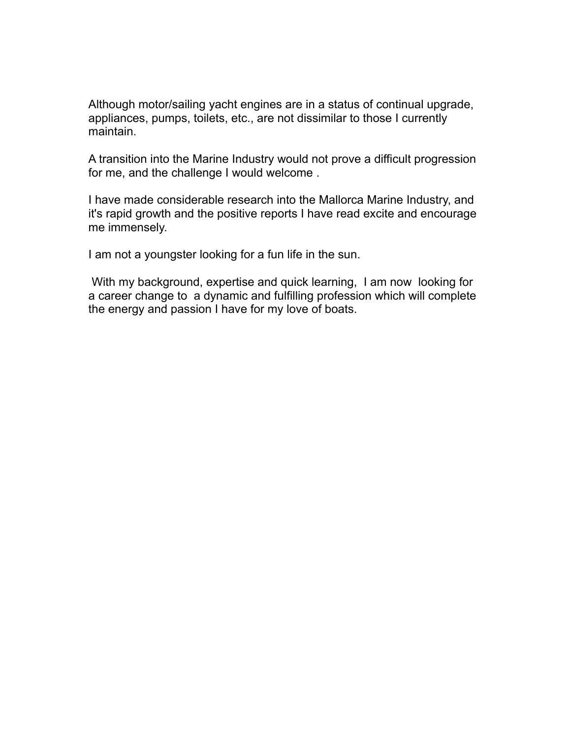Although motor/sailing yacht engines are in a status of continual upgrade, appliances, pumps, toilets, etc., are not dissimilar to those I currently maintain.

A transition into the Marine Industry would not prove a difficult progression for me, and the challenge I would welcome .

I have made considerable research into the Mallorca Marine Industry, and it's rapid growth and the positive reports I have read excite and encourage me immensely.

I am not a youngster looking for a fun life in the sun.

With my background, expertise and quick learning, I am now looking for a career change to a dynamic and fulfilling profession which will complete the energy and passion I have for my love of boats.